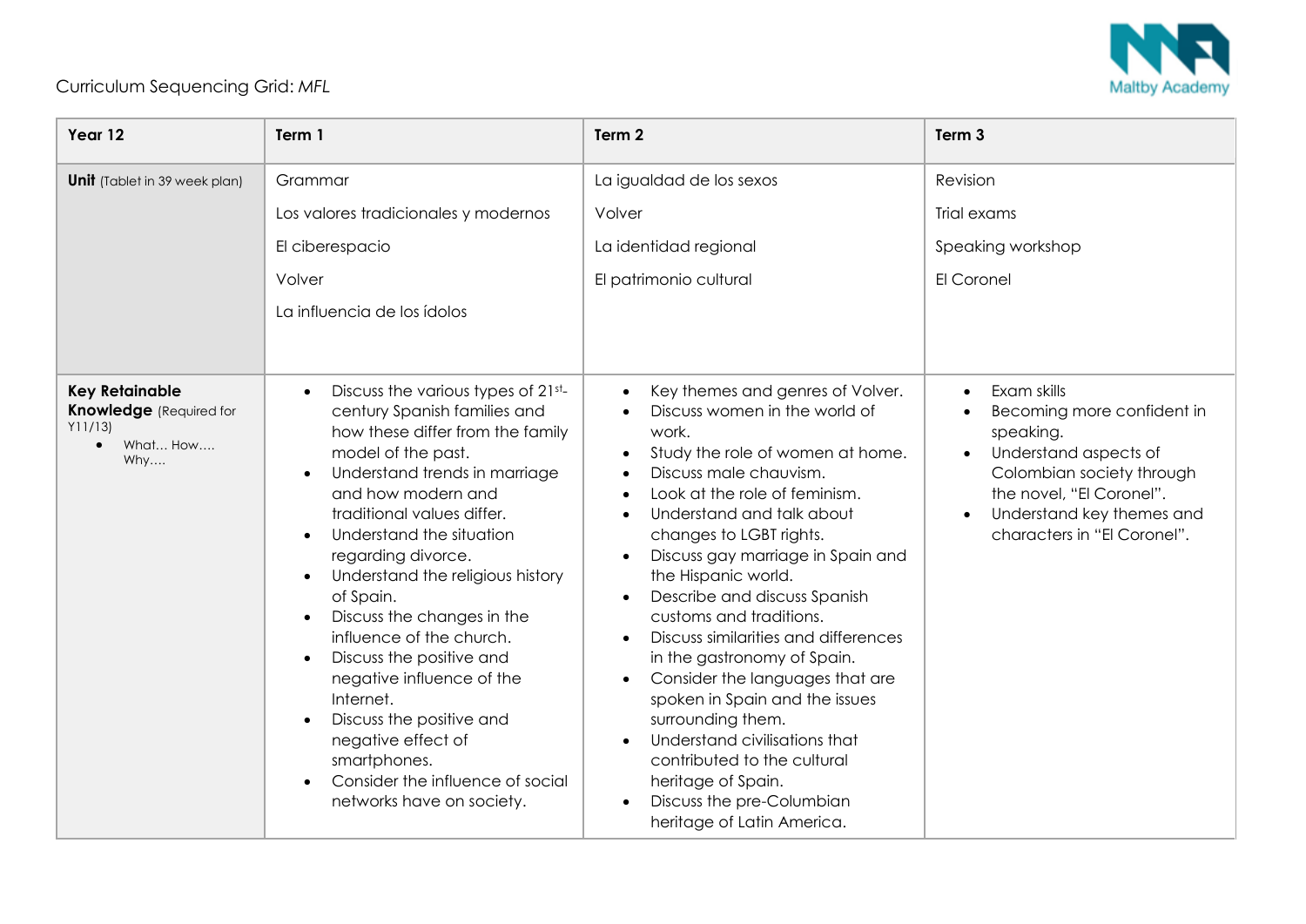Curriculum Sequencing Grid: *MFL*

| Year 12 | Term 1 | Term 2 | Term 3 |
|---|---|---|---|
| **Unit** (Tablet in 39 week plan) | Grammar<br>Los valores tradicionales y modernos<br>El ciberespacio<br>Volver<br>La influencia de los ídolos | La igualdad de los sexos<br>Volver<br>La identidad regional<br>El patrimonio cultural | Revision<br>Trial exams<br>Speaking workshop<br>El Coronel |
| **Key Retainable Knowledge** (Required for Y11/13)<br>• What… How…. Why…. | • Discuss the various types of 21st-century Spanish families and how these differ from the family model of the past.<br>• Understand trends in marriage and how modern and traditional values differ.<br>• Understand the situation regarding divorce.<br>• Understand the religious history of Spain.<br>• Discuss the changes in the influence of the church.<br>• Discuss the positive and negative influence of the Internet.<br>• Discuss the positive and negative effect of smartphones.<br>• Consider the influence of social networks have on society. | • Key themes and genres of Volver.<br>• Discuss women in the world of work.<br>• Study the role of women at home.<br>• Discuss male chauvism.<br>• Look at the role of feminism.<br>• Understand and talk about changes to LGBT rights.<br>• Discuss gay marriage in Spain and the Hispanic world.<br>• Describe and discuss Spanish customs and traditions.<br>• Discuss similarities and differences in the gastronomy of Spain.<br>• Consider the languages that are spoken in Spain and the issues surrounding them.<br>• Understand civilisations that contributed to the cultural heritage of Spain.<br>• Discuss the pre-Columbian heritage of Latin America. | • Exam skills<br>• Becoming more confident in speaking.<br>• Understand aspects of Colombian society through the novel, "El Coronel".<br>• Understand key themes and characters in "El Coronel". |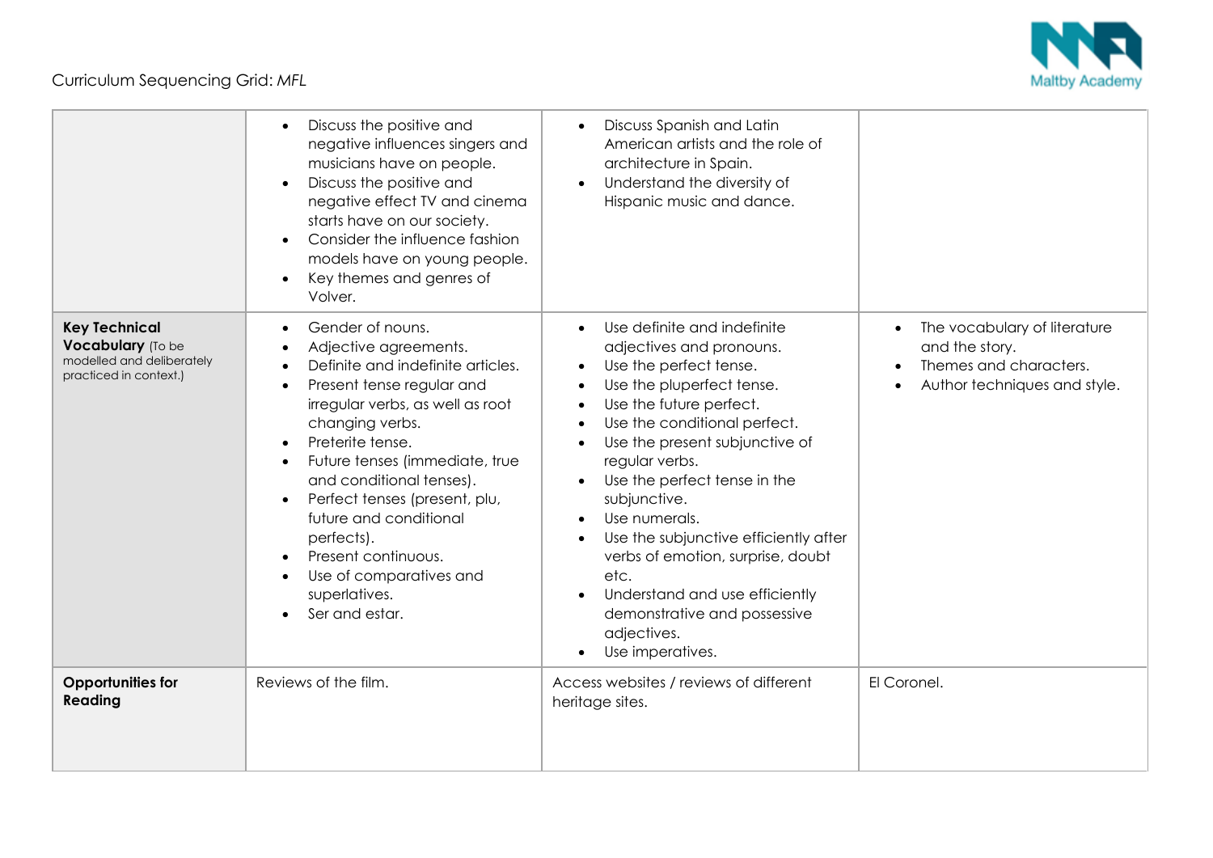| | | | |
|---|---|---|---|
| | • Discuss the positive and negative influences singers and musicians have on people.<br>• Discuss the positive and negative effect TV and cinema starts have on our society.<br>• Consider the influence fashion models have on young people.<br>• Key themes and genres of Volver. | • Discuss Spanish and Latin American artists and the role of architecture in Spain.<br>• Understand the diversity of Hispanic music and dance. | |
| **Key Technical Vocabulary** (To be modelled and deliberately practiced in context.) | • Gender of nouns.<br>• Adjective agreements.<br>• Definite and indefinite articles.<br>• Present tense regular and irregular verbs, as well as root changing verbs.<br>• Preterite tense.<br>• Future tenses (immediate, true and conditional tenses).<br>• Perfect tenses (present, plu, future and conditional perfects).<br>• Present continuous.<br>• Use of comparatives and superlatives.<br>• Ser and estar. | • Use definite and indefinite adjectives and pronouns.<br>• Use the perfect tense.<br>• Use the pluperfect tense.<br>• Use the future perfect.<br>• Use the conditional perfect.<br>• Use the present subjunctive of regular verbs.<br>• Use the perfect tense in the subjunctive.<br>• Use numerals.<br>• Use the subjunctive efficiently after verbs of emotion, surprise, doubt etc.<br>• Understand and use efficiently demonstrative and possessive adjectives.<br>• Use imperatives. | • The vocabulary of literature and the story.<br>• Themes and characters.<br>• Author techniques and style. |
| **Opportunities for Reading** | Reviews of the film. | Access websites / reviews of different heritage sites. | El Coronel. |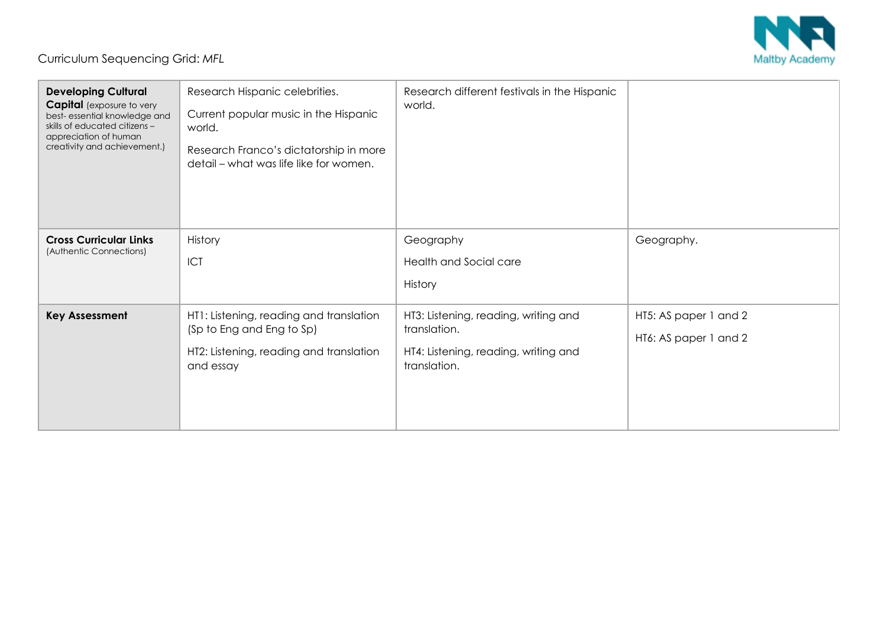Curriculum Sequencing Grid: *MFL*

| | | | |
|---|---|---|---|
| **Developing Cultural Capital** (exposure to very best- essential knowledge and skills of educated citizens – appreciation of human creativity and achievement.) | Research Hispanic celebrities.<br><br>Current popular music in the Hispanic world.<br><br>Research Franco's dictatorship in more detail – what was life like for women. | Research different festivals in the Hispanic world. | |
| **Cross Curricular Links** (Authentic Connections) | History<br><br>ICT | Geography<br><br>Health and Social care<br><br>History | Geography. |
| **Key Assessment** | HT1: Listening, reading and translation (Sp to Eng and Eng to Sp)<br><br>HT2: Listening, reading and translation and essay | HT3: Listening, reading, writing and translation.<br><br>HT4: Listening, reading, writing and translation. | HT5: AS paper 1 and 2<br><br>HT6: AS paper 1 and 2 |